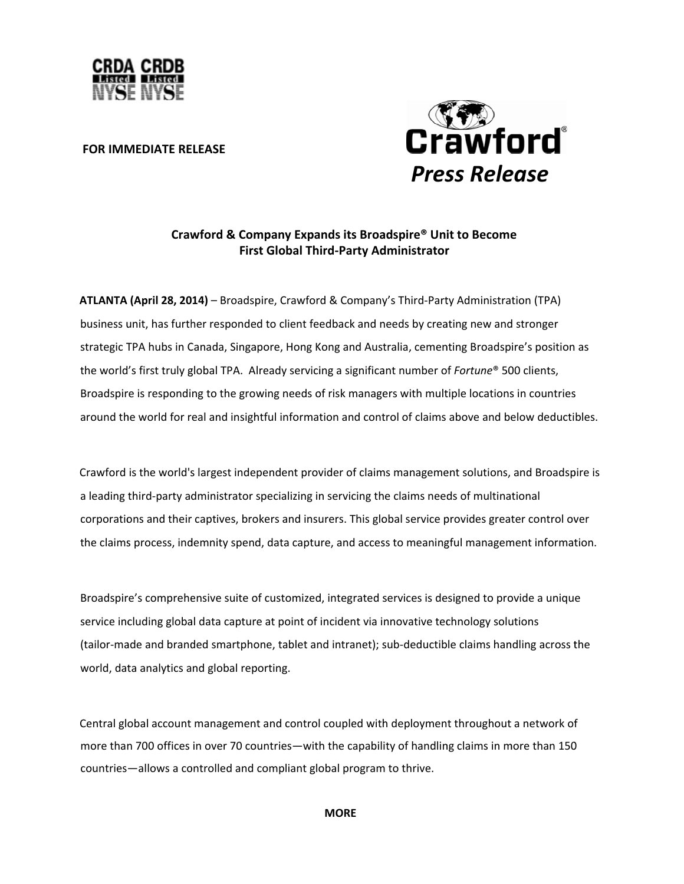CRDA CRDB
Listed Listed
NYSE NYSE

**FOR IMMEDIATE RELEASE**

Crawford®

*Press Release*

## Crawford & Company Expands its Broadspire® Unit to Become First Global Third-Party Administrator

**ATLANTA (April 28, 2014)** – Broadspire, Crawford & Company's Third-Party Administration (TPA) business unit, has further responded to client feedback and needs by creating new and stronger strategic TPA hubs in Canada, Singapore, Hong Kong and Australia, cementing Broadspire's position as the world's first truly global TPA. Already servicing a significant number of *Fortune*® 500 clients, Broadspire is responding to the growing needs of risk managers with multiple locations in countries around the world for real and insightful information and control of claims above and below deductibles.

Crawford is the world's largest independent provider of claims management solutions, and Broadspire is a leading third-party administrator specializing in servicing the claims needs of multinational corporations and their captives, brokers and insurers. This global service provides greater control over the claims process, indemnity spend, data capture, and access to meaningful management information.

Broadspire's comprehensive suite of customized, integrated services is designed to provide a unique service including global data capture at point of incident via innovative technology solutions (tailor-made and branded smartphone, tablet and intranet); sub-deductible claims handling across the world, data analytics and global reporting.

Central global account management and control coupled with deployment throughout a network of more than 700 offices in over 70 countries—with the capability of handling claims in more than 150 countries—allows a controlled and compliant global program to thrive.

**MORE**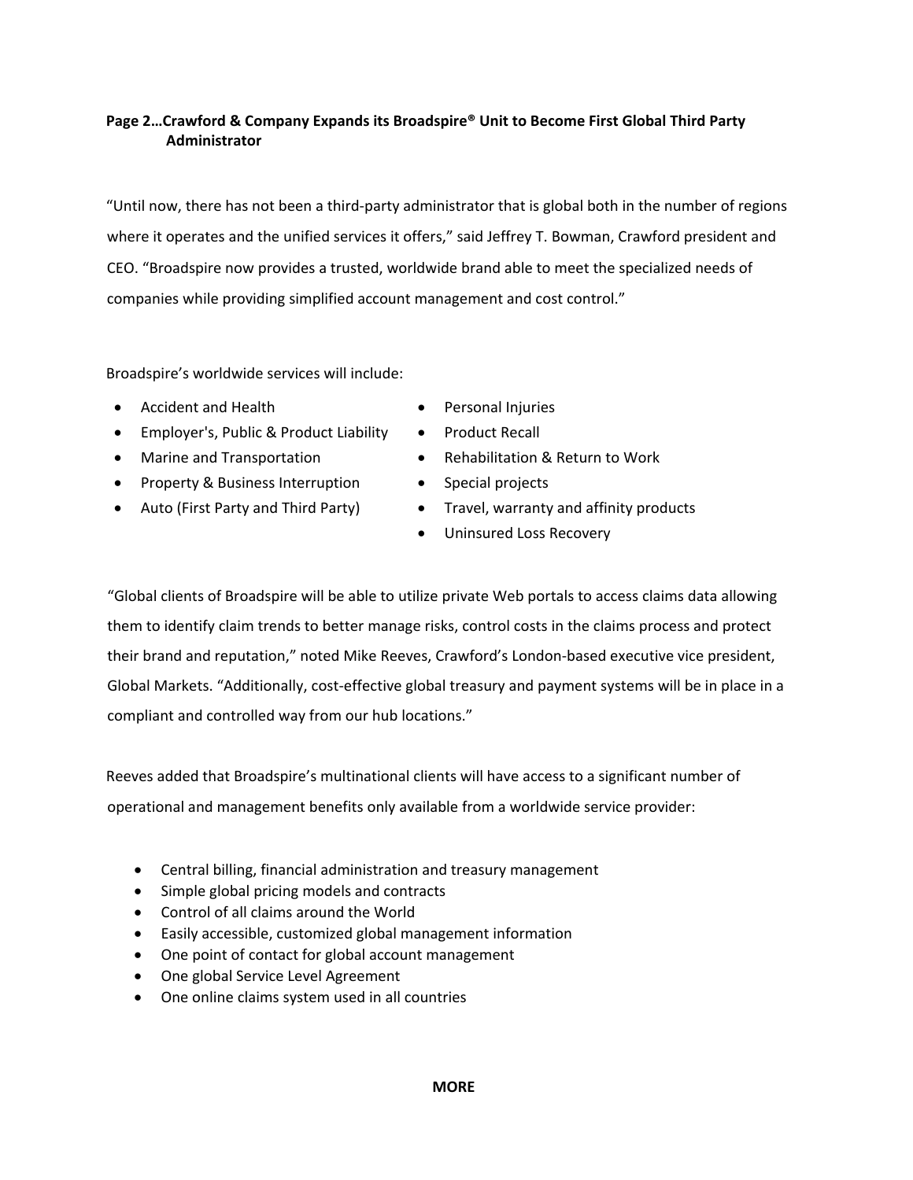“Until now, there has not been a third-party administrator that is global both in the number of regions where it operates and the unified services it offers,” said Jeffrey T. Bowman, Crawford president and CEO. “Broadspire now provides a trusted, worldwide brand able to meet the specialized needs of companies while providing simplified account management and cost control.”

Broadspire’s worldwide services will include:

- Accident and Health
- Employer's, Public & Product Liability
- Marine and Transportation
- Property & Business Interruption
- Auto (First Party and Third Party)
- Personal Injuries
- Product Recall
- Rehabilitation & Return to Work
- Special projects
- Travel, warranty and affinity products
- Uninsured Loss Recovery

“Global clients of Broadspire will be able to utilize private Web portals to access claims data allowing them to identify claim trends to better manage risks, control costs in the claims process and protect their brand and reputation,” noted Mike Reeves, Crawford’s London-based executive vice president, Global Markets. “Additionally, cost-effective global treasury and payment systems will be in place in a compliant and controlled way from our hub locations.”

Reeves added that Broadspire’s multinational clients will have access to a significant number of operational and management benefits only available from a worldwide service provider:

- Central billing, financial administration and treasury management
- Simple global pricing models and contracts
- Control of all claims around the World
- Easily accessible, customized global management information
- One point of contact for global account management
- One global Service Level Agreement
- One online claims system used in all countries

**MORE**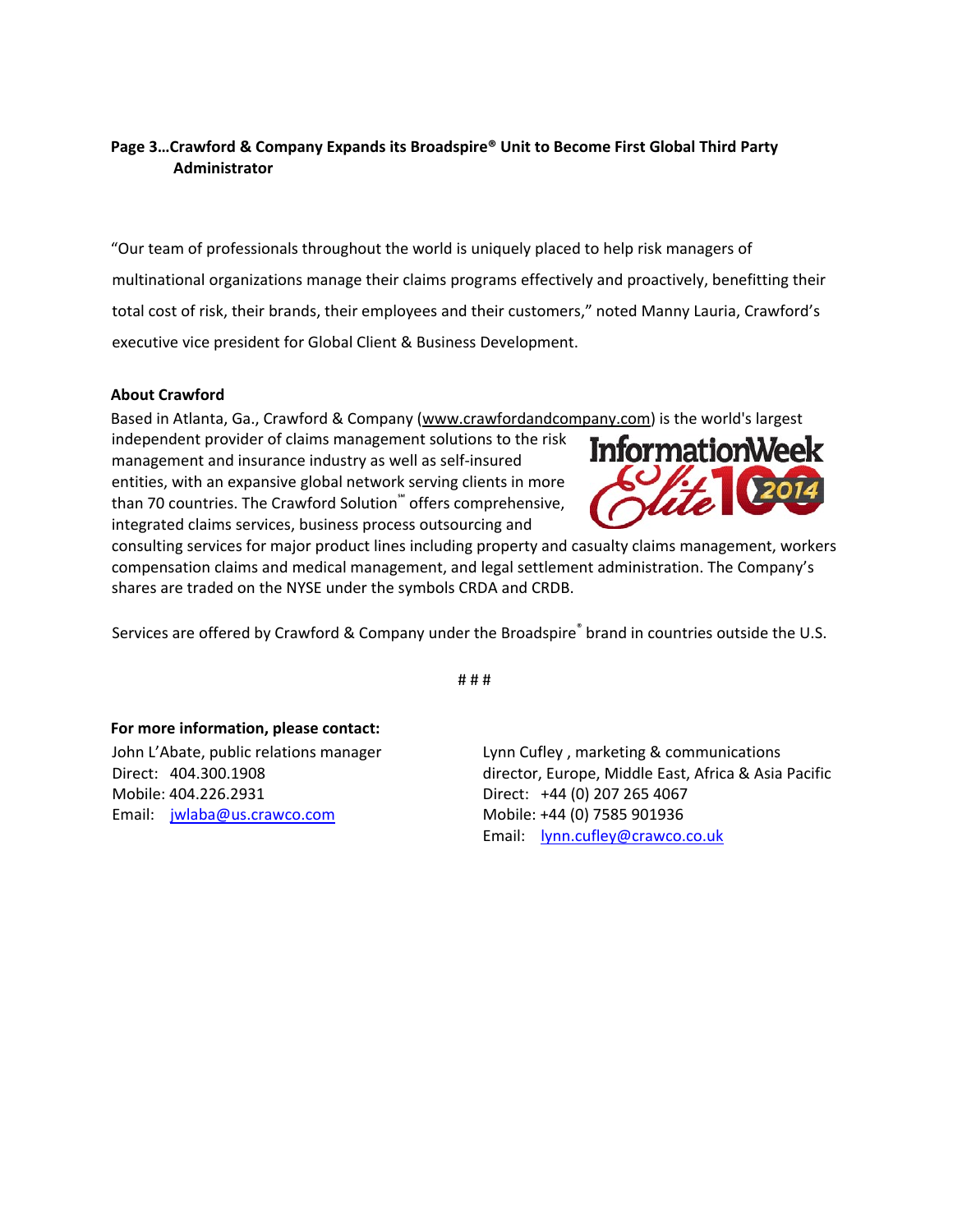**Page 3…Crawford & Company Expands its Broadspire® Unit to Become First Global Third Party Administrator**

"Our team of professionals throughout the world is uniquely placed to help risk managers of multinational organizations manage their claims programs effectively and proactively, benefitting their total cost of risk, their brands, their employees and their customers," noted Manny Lauria, Crawford's executive vice president for Global Client & Business Development.

**About Crawford**

Based in Atlanta, Ga., Crawford & Company (www.crawfordandcompany.com) is the world's largest independent provider of claims management solutions to the risk management and insurance industry as well as self-insured entities, with an expansive global network serving clients in more than 70 countries. The Crawford Solution℠ offers comprehensive, integrated claims services, business process outsourcing and consulting services for major product lines including property and casualty claims management, workers compensation claims and medical management, and legal settlement administration. The Company's shares are traded on the NYSE under the symbols CRDA and CRDB.

InformationWeek Elite 100 2014

Services are offered by Crawford & Company under the Broadspire® brand in countries outside the U.S.

# # #

**For more information, please contact:**

John L'Abate, public relations manager
Direct: 404.300.1908
Mobile: 404.226.2931
Email: jwlaba@us.crawco.com

Lynn Cufley , marketing & communications director, Europe, Middle East, Africa & Asia Pacific
Direct: +44 (0) 207 265 4067
Mobile: +44 (0) 7585 901936
Email: lynn.cufley@crawco.co.uk